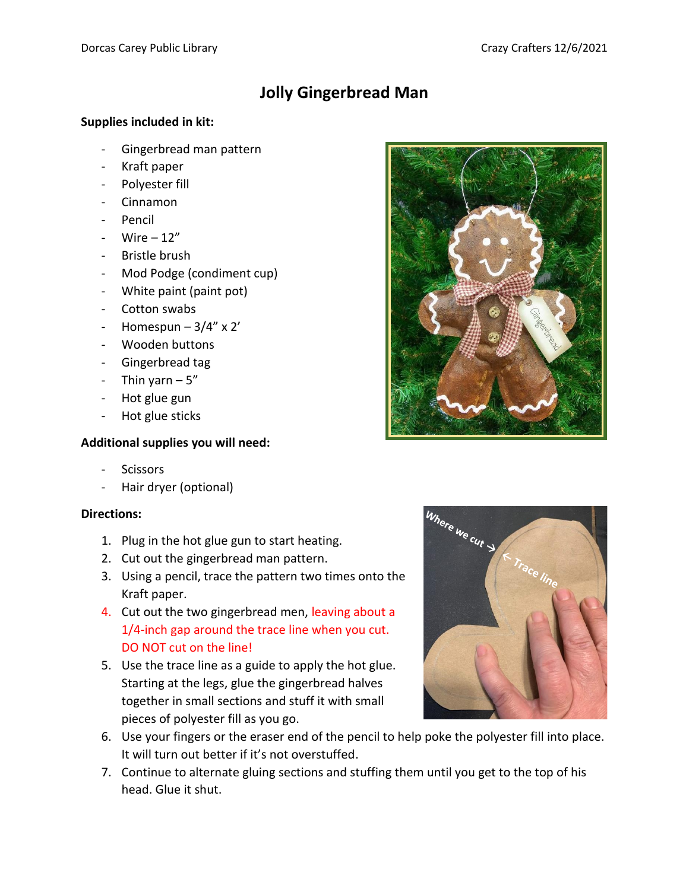# Jolly Gingerbread Man

**Supplies included in kit:**

- Gingerbread man pattern
- Kraft paper
- Polyester fill
- Cinnamon
- Pencil
- Wire – 12"
- Bristle brush
- Mod Podge (condiment cup)
- White paint (paint pot)
- Cotton swabs
- Homespun – 3/4" x 2'
- Wooden buttons
- Gingerbread tag
- Thin yarn – 5"
- Hot glue gun
- Hot glue sticks

**Additional supplies you will need:**

- Scissors
- Hair dryer (optional)

**Directions:**

1. Plug in the hot glue gun to start heating.
2. Cut out the gingerbread man pattern.
3. Using a pencil, trace the pattern two times onto the Kraft paper.
4. Cut out the two gingerbread men, leaving about a 1/4-inch gap around the trace line when you cut. DO NOT cut on the line!
5. Use the trace line as a guide to apply the hot glue. Starting at the legs, glue the gingerbread halves together in small sections and stuff it with small pieces of polyester fill as you go.
6. Use your fingers or the eraser end of the pencil to help poke the polyester fill into place. It will turn out better if it's not overstuffed.
7. Continue to alternate gluing sections and stuffing them until you get to the top of his head. Glue it shut.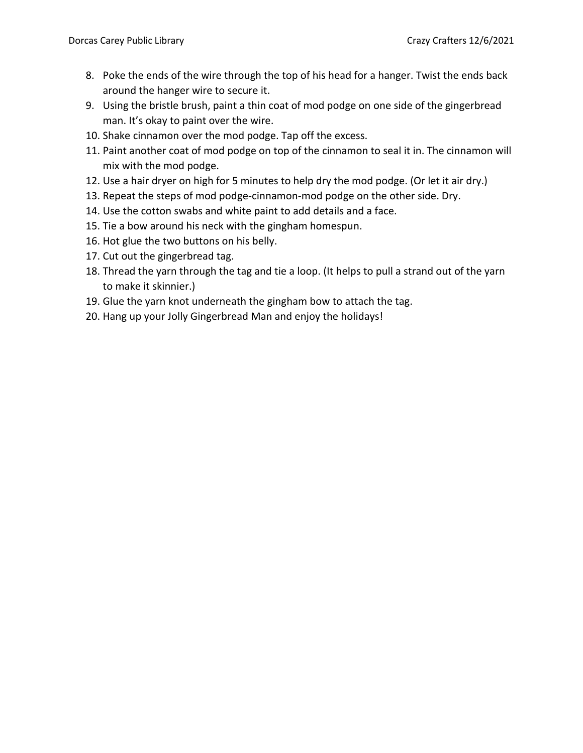8. Poke the ends of the wire through the top of his head for a hanger. Twist the ends back around the hanger wire to secure it.
9. Using the bristle brush, paint a thin coat of mod podge on one side of the gingerbread man. It's okay to paint over the wire.
10. Shake cinnamon over the mod podge. Tap off the excess.
11. Paint another coat of mod podge on top of the cinnamon to seal it in. The cinnamon will mix with the mod podge.
12. Use a hair dryer on high for 5 minutes to help dry the mod podge. (Or let it air dry.)
13. Repeat the steps of mod podge-cinnamon-mod podge on the other side. Dry.
14. Use the cotton swabs and white paint to add details and a face.
15. Tie a bow around his neck with the gingham homespun.
16. Hot glue the two buttons on his belly.
17. Cut out the gingerbread tag.
18. Thread the yarn through the tag and tie a loop. (It helps to pull a strand out of the yarn to make it skinnier.)
19. Glue the yarn knot underneath the gingham bow to attach the tag.
20. Hang up your Jolly Gingerbread Man and enjoy the holidays!